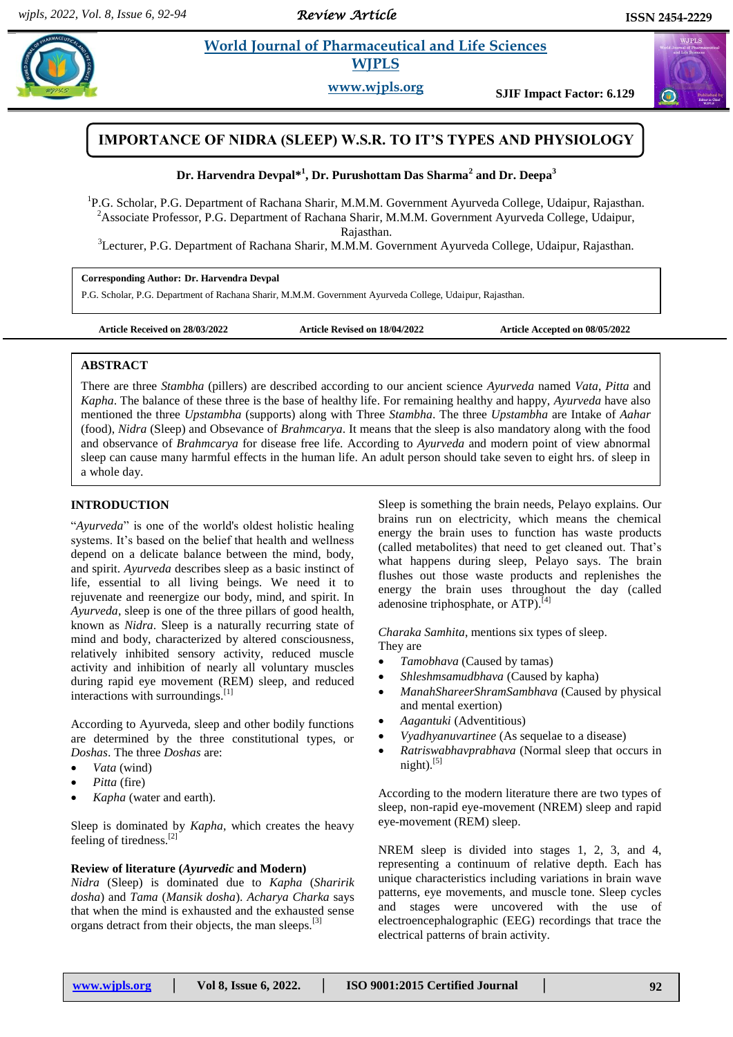# IMPORTANCE OF NIDRA (SLEEP) W.S.R. TO IT'S TYPES AND PHYSIOLOGY

**Dr. Harvendra Devpal*[1], Dr. Purushottam Das Sharma[2] and Dr. Deepa[3]**

[1]P.G. Scholar, P.G. Department of Rachana Sharir, M.M.M. Government Ayurveda College, Udaipur, Rajasthan.
[2]Associate Professor, P.G. Department of Rachana Sharir, M.M.M. Government Ayurveda College, Udaipur, Rajasthan.
[3]Lecturer, P.G. Department of Rachana Sharir, M.M.M. Government Ayurveda College, Udaipur, Rajasthan.

**Corresponding Author: Dr. Harvendra Devpal**
P.G. Scholar, P.G. Department of Rachana Sharir, M.M.M. Government Ayurveda College, Udaipur, Rajasthan.

**Article Received on 28/03/2022** **Article Revised on 18/04/2022** **Article Accepted on 08/05/2022**

## ABSTRACT

There are three *Stambha* (pillers) are described according to our ancient science *Ayurveda* named *Vata*, *Pitta* and *Kapha*. The balance of these three is the base of healthy life. For remaining healthy and happy, *Ayurveda* have also mentioned the three *Upstambha* (supports) along with Three *Stambha*. The three *Upstambha* are Intake of *Aahar* (food), *Nidra* (Sleep) and Obsevance of *Brahmcarya*. It means that the sleep is also mandatory along with the food and observance of *Brahmcarya* for disease free life. According to *Ayurveda* and modern point of view abnormal sleep can cause many harmful effects in the human life. An adult person should take seven to eight hrs. of sleep in a whole day.

## INTRODUCTION

"*Ayurveda*" is one of the world's oldest holistic healing systems. It's based on the belief that health and wellness depend on a delicate balance between the mind, body, and spirit. *Ayurveda* describes sleep as a basic instinct of life, essential to all living beings. We need it to rejuvenate and reenergize our body, mind, and spirit. In *Ayurveda*, sleep is one of the three pillars of good health, known as *Nidra*. Sleep is a naturally recurring state of mind and body, characterized by altered consciousness, relatively inhibited sensory activity, reduced muscle activity and inhibition of nearly all voluntary muscles during rapid eye movement (REM) sleep, and reduced interactions with surroundings.[1]

According to Ayurveda, sleep and other bodily functions are determined by the three constitutional types, or *Doshas*. The three *Doshas* are:

- *Vata* (wind)
- *Pitta* (fire)
- *Kapha* (water and earth).

Sleep is dominated by *Kapha*, which creates the heavy feeling of tiredness.[2]

**Review of literature (*Ayurvedic* and Modern)**

*Nidra* (Sleep) is dominated due to *Kapha* (*Sharirik dosha*) and *Tama* (*Mansik dosha*). *Acharya Charka* says that when the mind is exhausted and the exhausted sense organs detract from their objects, the man sleeps.[3]

Sleep is something the brain needs, Pelayo explains. Our brains run on electricity, which means the chemical energy the brain uses to function has waste products (called metabolites) that need to get cleaned out. That's what happens during sleep, Pelayo says. The brain flushes out those waste products and replenishes the energy the brain uses throughout the day (called adenosine triphosphate, or ATP).[4]

*Charaka Samhita*, mentions six types of sleep.
They are

- *Tamobhava* (Caused by tamas)
- *Shleshmsamudbhava* (Caused by kapha)
- *ManahShareerShramSambhava* (Caused by physical and mental exertion)
- *Aagantuki* (Adventitious)
- *Vyadhyanuvartinee* (As sequelae to a disease)
- *Ratriswabhavprabhava* (Normal sleep that occurs in night).[5]

According to the modern literature there are two types of sleep, non-rapid eye-movement (NREM) sleep and rapid eye-movement (REM) sleep.

NREM sleep is divided into stages 1, 2, 3, and 4, representing a continuum of relative depth. Each has unique characteristics including variations in brain wave patterns, eye movements, and muscle tone. Sleep cycles and stages were uncovered with the use of electroencephalographic (EEG) recordings that trace the electrical patterns of brain activity.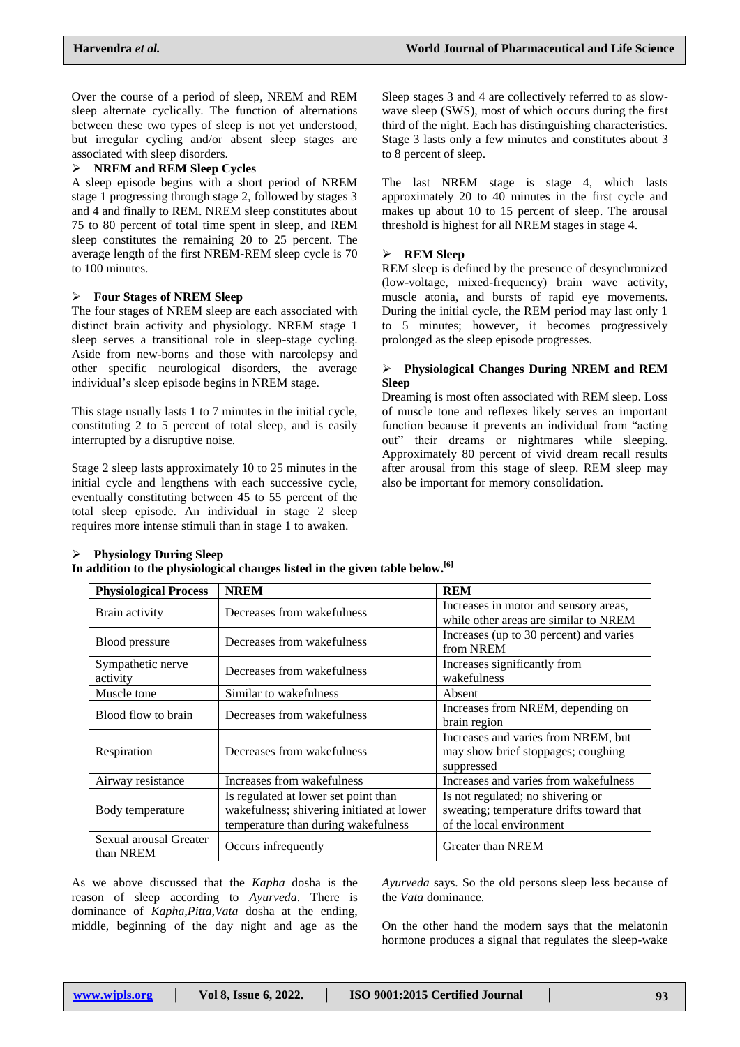Over the course of a period of sleep, NREM and REM sleep alternate cyclically. The function of alternations between these two types of sleep is not yet understood, but irregular cycling and/or absent sleep stages are associated with sleep disorders.

➢ **NREM and REM Sleep Cycles**

A sleep episode begins with a short period of NREM stage 1 progressing through stage 2, followed by stages 3 and 4 and finally to REM. NREM sleep constitutes about 75 to 80 percent of total time spent in sleep, and REM sleep constitutes the remaining 20 to 25 percent. The average length of the first NREM-REM sleep cycle is 70 to 100 minutes.

➢ **Four Stages of NREM Sleep**

The four stages of NREM sleep are each associated with distinct brain activity and physiology. NREM stage 1 sleep serves a transitional role in sleep-stage cycling. Aside from new-borns and those with narcolepsy and other specific neurological disorders, the average individual's sleep episode begins in NREM stage.

This stage usually lasts 1 to 7 minutes in the initial cycle, constituting 2 to 5 percent of total sleep, and is easily interrupted by a disruptive noise.

Stage 2 sleep lasts approximately 10 to 25 minutes in the initial cycle and lengthens with each successive cycle, eventually constituting between 45 to 55 percent of the total sleep episode. An individual in stage 2 sleep requires more intense stimuli than in stage 1 to awaken.

Sleep stages 3 and 4 are collectively referred to as slow-wave sleep (SWS), most of which occurs during the first third of the night. Each has distinguishing characteristics. Stage 3 lasts only a few minutes and constitutes about 3 to 8 percent of sleep.

The last NREM stage is stage 4, which lasts approximately 20 to 40 minutes in the first cycle and makes up about 10 to 15 percent of sleep. The arousal threshold is highest for all NREM stages in stage 4.

➢ **REM Sleep**

REM sleep is defined by the presence of desynchronized (low-voltage, mixed-frequency) brain wave activity, muscle atonia, and bursts of rapid eye movements. During the initial cycle, the REM period may last only 1 to 5 minutes; however, it becomes progressively prolonged as the sleep episode progresses.

➢ **Physiological Changes During NREM and REM Sleep**

Dreaming is most often associated with REM sleep. Loss of muscle tone and reflexes likely serves an important function because it prevents an individual from "acting out" their dreams or nightmares while sleeping. Approximately 80 percent of vivid dream recall results after arousal from this stage of sleep. REM sleep may also be important for memory consolidation.

➢ **Physiology During Sleep**

**In addition to the physiological changes listed in the given table below.[6]**

| Physiological Process | NREM | REM |
|---|---|---|
| Brain activity | Decreases from wakefulness | Increases in motor and sensory areas, while other areas are similar to NREM |
| Blood pressure | Decreases from wakefulness | Increases (up to 30 percent) and varies from NREM |
| Sympathetic nerve activity | Decreases from wakefulness | Increases significantly from wakefulness |
| Muscle tone | Similar to wakefulness | Absent |
| Blood flow to brain | Decreases from wakefulness | Increases from NREM, depending on brain region |
| Respiration | Decreases from wakefulness | Increases and varies from NREM, but may show brief stoppages; coughing suppressed |
| Airway resistance | Increases from wakefulness | Increases and varies from wakefulness |
| Body temperature | Is regulated at lower set point than wakefulness; shivering initiated at lower temperature than during wakefulness | Is not regulated; no shivering or sweating; temperature drifts toward that of the local environment |
| Sexual arousal Greater than NREM | Occurs infrequently | Greater than NREM |

As we above discussed that the *Kapha* dosha is the reason of sleep according to *Ayurveda*. There is dominance of *Kapha,Pitta,Vata* dosha at the ending, middle, beginning of the day night and age as the *Ayurveda* says. So the old persons sleep less because of the *Vata* dominance.

On the other hand the modern says that the melatonin hormone produces a signal that regulates the sleep-wake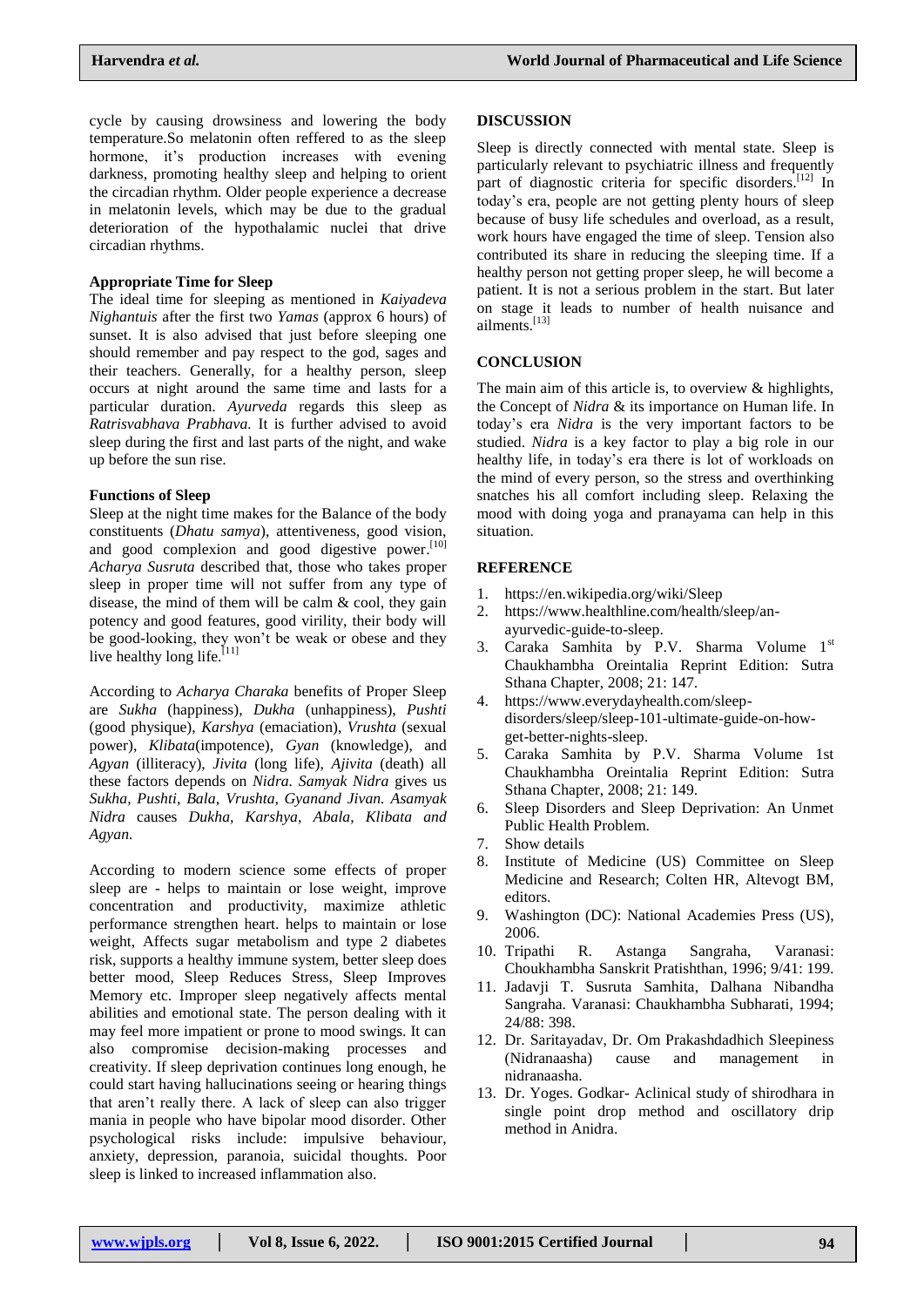cycle by causing drowsiness and lowering the body temperature.So melatonin often reffered to as the sleep hormone, it's production increases with evening darkness, promoting healthy sleep and helping to orient the circadian rhythm. Older people experience a decrease in melatonin levels, which may be due to the gradual deterioration of the hypothalamic nuclei that drive circadian rhythms.

### Appropriate Time for Sleep

The ideal time for sleeping as mentioned in *Kaiyadeva Nighantuis* after the first two *Yamas* (approx 6 hours) of sunset. It is also advised that just before sleeping one should remember and pay respect to the god, sages and their teachers. Generally, for a healthy person, sleep occurs at night around the same time and lasts for a particular duration. *Ayurveda* regards this sleep as *Ratrisvabhava Prabhava.* It is further advised to avoid sleep during the first and last parts of the night, and wake up before the sun rise.

### Functions of Sleep

Sleep at the night time makes for the Balance of the body constituents (*Dhatu samya*), attentiveness, good vision, and good complexion and good digestive power.[10] *Acharya Susruta* described that, those who takes proper sleep in proper time will not suffer from any type of disease, the mind of them will be calm & cool, they gain potency and good features, good virility, their body will be good-looking, they won't be weak or obese and they live healthy long life.[11]

According to *Acharya Charaka* benefits of Proper Sleep are *Sukha* (happiness), *Dukha* (unhappiness), *Pushti* (good physique), *Karshya* (emaciation), *Vrushta* (sexual power), *Klibata*(impotence), *Gyan* (knowledge), and *Agyan* (illiteracy), *Jivita* (long life), *Ajivita* (death) all these factors depends on *Nidra. Samyak Nidra* gives us *Sukha, Pushti, Bala, Vrushta, Gyanand Jivan. Asamyak Nidra* causes *Dukha, Karshya, Abala, Klibata and Agyan.*

According to modern science some effects of proper sleep are - helps to maintain or lose weight, improve concentration and productivity, maximize athletic performance strengthen heart. helps to maintain or lose weight, Affects sugar metabolism and type 2 diabetes risk, supports a healthy immune system, better sleep does better mood, Sleep Reduces Stress, Sleep Improves Memory etc. Improper sleep negatively affects mental abilities and emotional state. The person dealing with it may feel more impatient or prone to mood swings. It can also compromise decision-making processes and creativity. If sleep deprivation continues long enough, he could start having hallucinations seeing or hearing things that aren't really there. A lack of sleep can also trigger mania in people who have bipolar mood disorder. Other psychological risks include: impulsive behaviour, anxiety, depression, paranoia, suicidal thoughts. Poor sleep is linked to increased inflammation also.

## DISCUSSION

Sleep is directly connected with mental state. Sleep is particularly relevant to psychiatric illness and frequently part of diagnostic criteria for specific disorders.[12] In today's era, people are not getting plenty hours of sleep because of busy life schedules and overload, as a result, work hours have engaged the time of sleep. Tension also contributed its share in reducing the sleeping time. If a healthy person not getting proper sleep, he will become a patient. It is not a serious problem in the start. But later on stage it leads to number of health nuisance and ailments.[13]

## CONCLUSION

The main aim of this article is, to overview & highlights, the Concept of *Nidra* & its importance on Human life. In today's era *Nidra* is the very important factors to be studied. *Nidra* is a key factor to play a big role in our healthy life, in today's era there is lot of workloads on the mind of every person, so the stress and overthinking snatches his all comfort including sleep. Relaxing the mood with doing yoga and pranayama can help in this situation.

## REFERENCE

1. https://en.wikipedia.org/wiki/Sleep
2. https://www.healthline.com/health/sleep/an-ayurvedic-guide-to-sleep.
3. Caraka Samhita by P.V. Sharma Volume 1st Chaukhambha Oreintalia Reprint Edition: Sutra Sthana Chapter, 2008; 21: 147.
4. https://www.everydayhealth.com/sleep-disorders/sleep/sleep-101-ultimate-guide-on-how-get-better-nights-sleep.
5. Caraka Samhita by P.V. Sharma Volume 1st Chaukhambha Oreintalia Reprint Edition: Sutra Sthana Chapter, 2008; 21: 149.
6. Sleep Disorders and Sleep Deprivation: An Unmet Public Health Problem.
7. Show details
8. Institute of Medicine (US) Committee on Sleep Medicine and Research; Colten HR, Altevogt BM, editors.
9. Washington (DC): National Academies Press (US), 2006.
10. Tripathi R. Astanga Sangraha, Varanasi: Choukhambha Sanskrit Pratishthan, 1996; 9/41: 199.
11. Jadavji T. Susruta Samhita, Dalhana Nibandha Sangraha. Varanasi: Chaukhambha Subharati, 1994; 24/88: 398.
12. Dr. Saritayadav, Dr. Om Prakashdadhich Sleepiness (Nidranaasha) cause and management in nidranaasha.
13. Dr. Yoges. Godkar- Aclinical study of shirodhara in single point drop method and oscillatory drip method in Anidra.